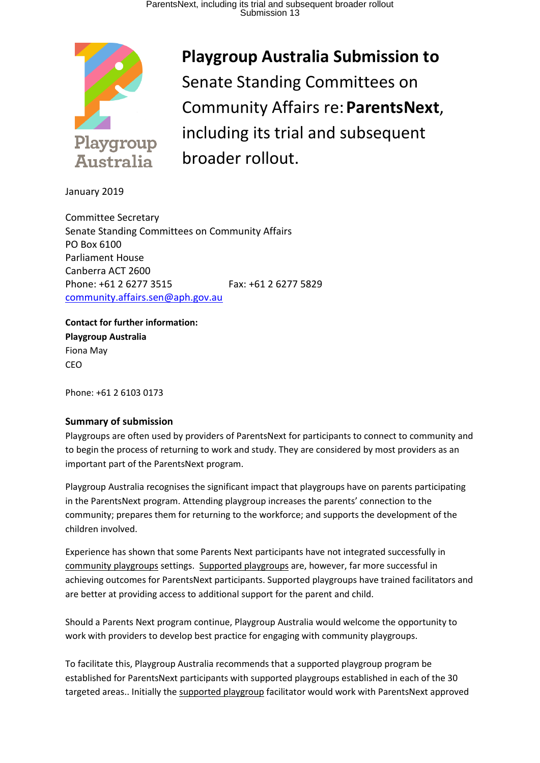Playgroup Australia

# Playgroup Australia Submission to Senate Standing Committees on Community Affairs re: **ParentsNext**, including its trial and subsequent broader rollout.

January 2019

Committee Secretary
Senate Standing Committees on Community Affairs
PO Box 6100
Parliament House
Canberra ACT 2600
Phone: +61 2 6277 3515 Fax: +61 2 6277 5829
community.affairs.sen@aph.gov.au

**Contact for further information:**
**Playgroup Australia**
Fiona May
CEO

Phone: +61 2 6103 0173

### Summary of submission

Playgroups are often used by providers of ParentsNext for participants to connect to community and to begin the process of returning to work and study. They are considered by most providers as an important part of the ParentsNext program.

Playgroup Australia recognises the significant impact that playgroups have on parents participating in the ParentsNext program. Attending playgroup increases the parents' connection to the community; prepares them for returning to the workforce; and supports the development of the children involved.

Experience has shown that some Parents Next participants have not integrated successfully in community playgroups settings. Supported playgroups are, however, far more successful in achieving outcomes for ParentsNext participants. Supported playgroups have trained facilitators and are better at providing access to additional support for the parent and child.

Should a Parents Next program continue, Playgroup Australia would welcome the opportunity to work with providers to develop best practice for engaging with community playgroups.

To facilitate this, Playgroup Australia recommends that a supported playgroup program be established for ParentsNext participants with supported playgroups established in each of the 30 targeted areas.. Initially the supported playgroup facilitator would work with ParentsNext approved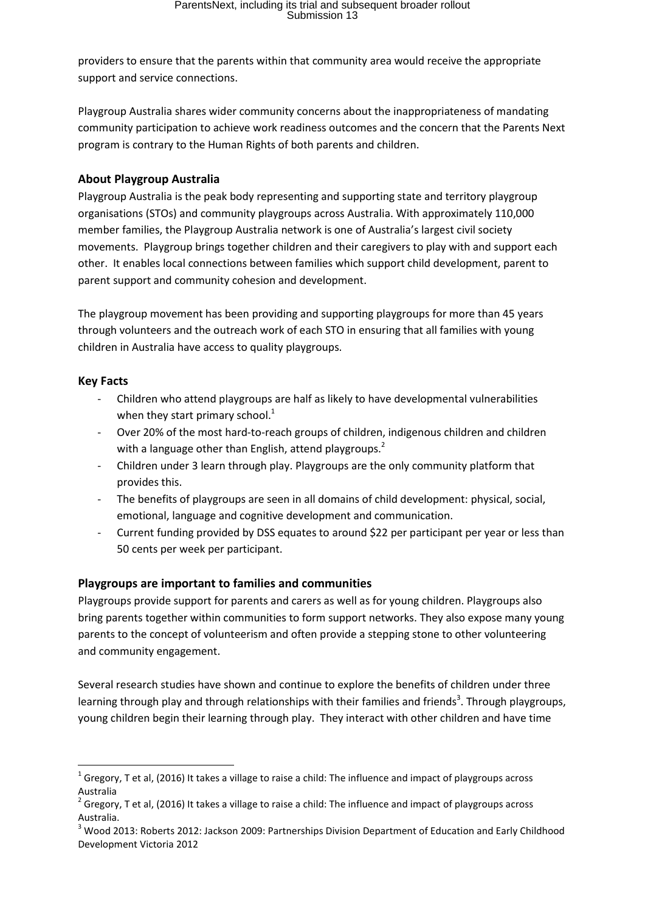providers to ensure that the parents within that community area would receive the appropriate support and service connections.

Playgroup Australia shares wider community concerns about the inappropriateness of mandating community participation to achieve work readiness outcomes and the concern that the Parents Next program is contrary to the Human Rights of both parents and children.

## About Playgroup Australia

Playgroup Australia is the peak body representing and supporting state and territory playgroup organisations (STOs) and community playgroups across Australia. With approximately 110,000 member families, the Playgroup Australia network is one of Australia's largest civil society movements. Playgroup brings together children and their caregivers to play with and support each other. It enables local connections between families which support child development, parent to parent support and community cohesion and development.

The playgroup movement has been providing and supporting playgroups for more than 45 years through volunteers and the outreach work of each STO in ensuring that all families with young children in Australia have access to quality playgroups.

## Key Facts

- Children who attend playgroups are half as likely to have developmental vulnerabilities when they start primary school.[1]
- Over 20% of the most hard-to-reach groups of children, indigenous children and children with a language other than English, attend playgroups.[2]
- Children under 3 learn through play. Playgroups are the only community platform that provides this.
- The benefits of playgroups are seen in all domains of child development: physical, social, emotional, language and cognitive development and communication.
- Current funding provided by DSS equates to around $22 per participant per year or less than 50 cents per week per participant.

## Playgroups are important to families and communities

Playgroups provide support for parents and carers as well as for young children. Playgroups also bring parents together within communities to form support networks. They also expose many young parents to the concept of volunteerism and often provide a stepping stone to other volunteering and community engagement.

Several research studies have shown and continue to explore the benefits of children under three learning through play and through relationships with their families and friends[3]. Through playgroups, young children begin their learning through play. They interact with other children and have time

---

[1] Gregory, T et al, (2016) It takes a village to raise a child: The influence and impact of playgroups across Australia

[2] Gregory, T et al, (2016) It takes a village to raise a child: The influence and impact of playgroups across Australia.

[3] Wood 2013: Roberts 2012: Jackson 2009: Partnerships Division Department of Education and Early Childhood Development Victoria 2012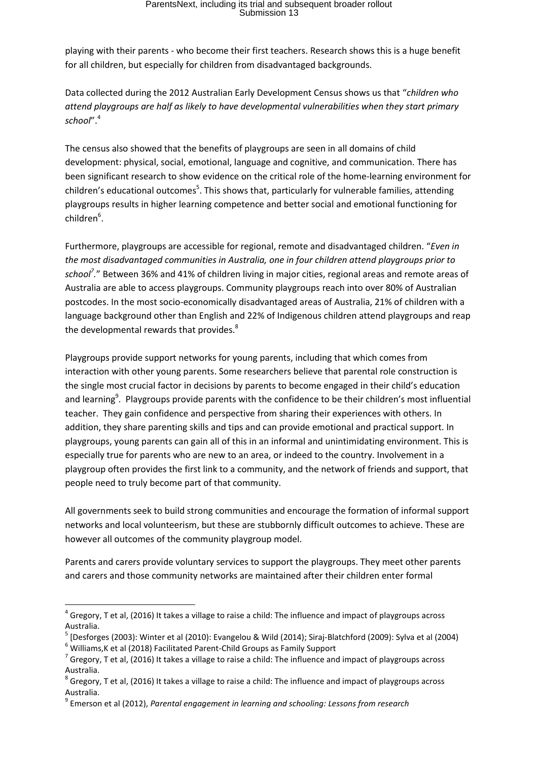playing with their parents - who become their first teachers. Research shows this is a huge benefit for all children, but especially for children from disadvantaged backgrounds.

Data collected during the 2012 Australian Early Development Census shows us that "*children who attend playgroups are half as likely to have developmental vulnerabilities when they start primary school*".[4]

The census also showed that the benefits of playgroups are seen in all domains of child development: physical, social, emotional, language and cognitive, and communication. There has been significant research to show evidence on the critical role of the home-learning environment for children's educational outcomes[5]. This shows that, particularly for vulnerable families, attending playgroups results in higher learning competence and better social and emotional functioning for children[6].

Furthermore, playgroups are accessible for regional, remote and disadvantaged children. "*Even in the most disadvantaged communities in Australia, one in four children attend playgroups prior to school*[7]." Between 36% and 41% of children living in major cities, regional areas and remote areas of Australia are able to access playgroups. Community playgroups reach into over 80% of Australian postcodes. In the most socio-economically disadvantaged areas of Australia, 21% of children with a language background other than English and 22% of Indigenous children attend playgroups and reap the developmental rewards that provides.[8]

Playgroups provide support networks for young parents, including that which comes from interaction with other young parents. Some researchers believe that parental role construction is the single most crucial factor in decisions by parents to become engaged in their child's education and learning[9]. Playgroups provide parents with the confidence to be their children's most influential teacher. They gain confidence and perspective from sharing their experiences with others. In addition, they share parenting skills and tips and can provide emotional and practical support. In playgroups, young parents can gain all of this in an informal and unintimidating environment. This is especially true for parents who are new to an area, or indeed to the country. Involvement in a playgroup often provides the first link to a community, and the network of friends and support, that people need to truly become part of that community.

All governments seek to build strong communities and encourage the formation of informal support networks and local volunteerism, but these are stubbornly difficult outcomes to achieve. These are however all outcomes of the community playgroup model.

Parents and carers provide voluntary services to support the playgroups. They meet other parents and carers and those community networks are maintained after their children enter formal

---

[4] Gregory, T et al, (2016) It takes a village to raise a child: The influence and impact of playgroups across Australia.

[5] [Desforges (2003): Winter et al (2010): Evangelou & Wild (2014); Siraj-Blatchford (2009): Sylva et al (2004)

[6] Williams,K et al (2018) Facilitated Parent-Child Groups as Family Support

[7] Gregory, T et al, (2016) It takes a village to raise a child: The influence and impact of playgroups across Australia.

[8] Gregory, T et al, (2016) It takes a village to raise a child: The influence and impact of playgroups across Australia.

[9] Emerson et al (2012), *Parental engagement in learning and schooling: Lessons from research*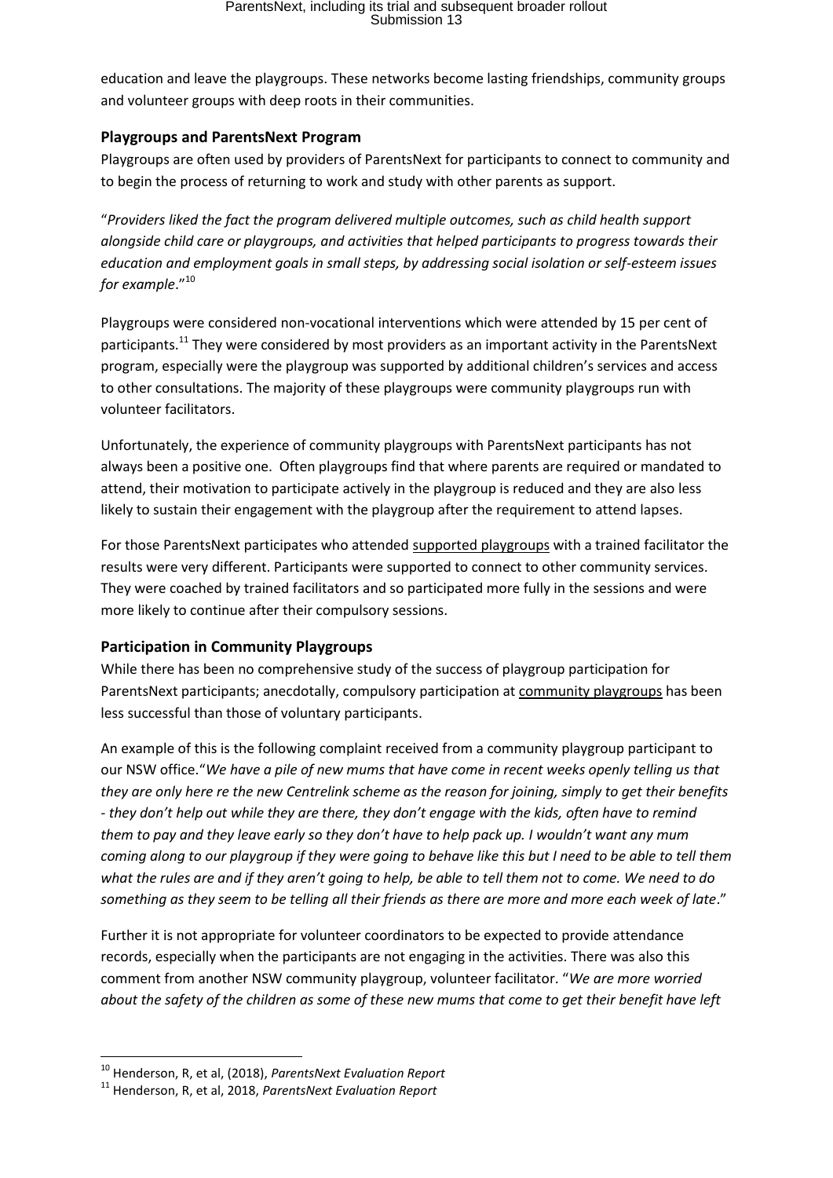education and leave the playgroups. These networks become lasting friendships, community groups and volunteer groups with deep roots in their communities.

### Playgroups and ParentsNext Program

Playgroups are often used by providers of ParentsNext for participants to connect to community and to begin the process of returning to work and study with other parents as support.

"*Providers liked the fact the program delivered multiple outcomes, such as child health support alongside child care or playgroups, and activities that helped participants to progress towards their education and employment goals in small steps, by addressing social isolation or self-esteem issues for example*."[10]

Playgroups were considered non-vocational interventions which were attended by 15 per cent of participants.[11] They were considered by most providers as an important activity in the ParentsNext program, especially were the playgroup was supported by additional children's services and access to other consultations. The majority of these playgroups were community playgroups run with volunteer facilitators.

Unfortunately, the experience of community playgroups with ParentsNext participants has not always been a positive one. Often playgroups find that where parents are required or mandated to attend, their motivation to participate actively in the playgroup is reduced and they are also less likely to sustain their engagement with the playgroup after the requirement to attend lapses.

For those ParentsNext participates who attended supported playgroups with a trained facilitator the results were very different. Participants were supported to connect to other community services. They were coached by trained facilitators and so participated more fully in the sessions and were more likely to continue after their compulsory sessions.

### Participation in Community Playgroups

While there has been no comprehensive study of the success of playgroup participation for ParentsNext participants; anecdotally, compulsory participation at community playgroups has been less successful than those of voluntary participants.

An example of this is the following complaint received from a community playgroup participant to our NSW office."*We have a pile of new mums that have come in recent weeks openly telling us that they are only here re the new Centrelink scheme as the reason for joining, simply to get their benefits - they don't help out while they are there, they don't engage with the kids, often have to remind them to pay and they leave early so they don't have to help pack up. I wouldn't want any mum coming along to our playgroup if they were going to behave like this but I need to be able to tell them what the rules are and if they aren't going to help, be able to tell them not to come. We need to do something as they seem to be telling all their friends as there are more and more each week of late*."

Further it is not appropriate for volunteer coordinators to be expected to provide attendance records, especially when the participants are not engaging in the activities. There was also this comment from another NSW community playgroup, volunteer facilitator. "*We are more worried about the safety of the children as some of these new mums that come to get their benefit have left*

[10] Henderson, R, et al, (2018), *ParentsNext Evaluation Report*

[11] Henderson, R, et al, 2018, *ParentsNext Evaluation Report*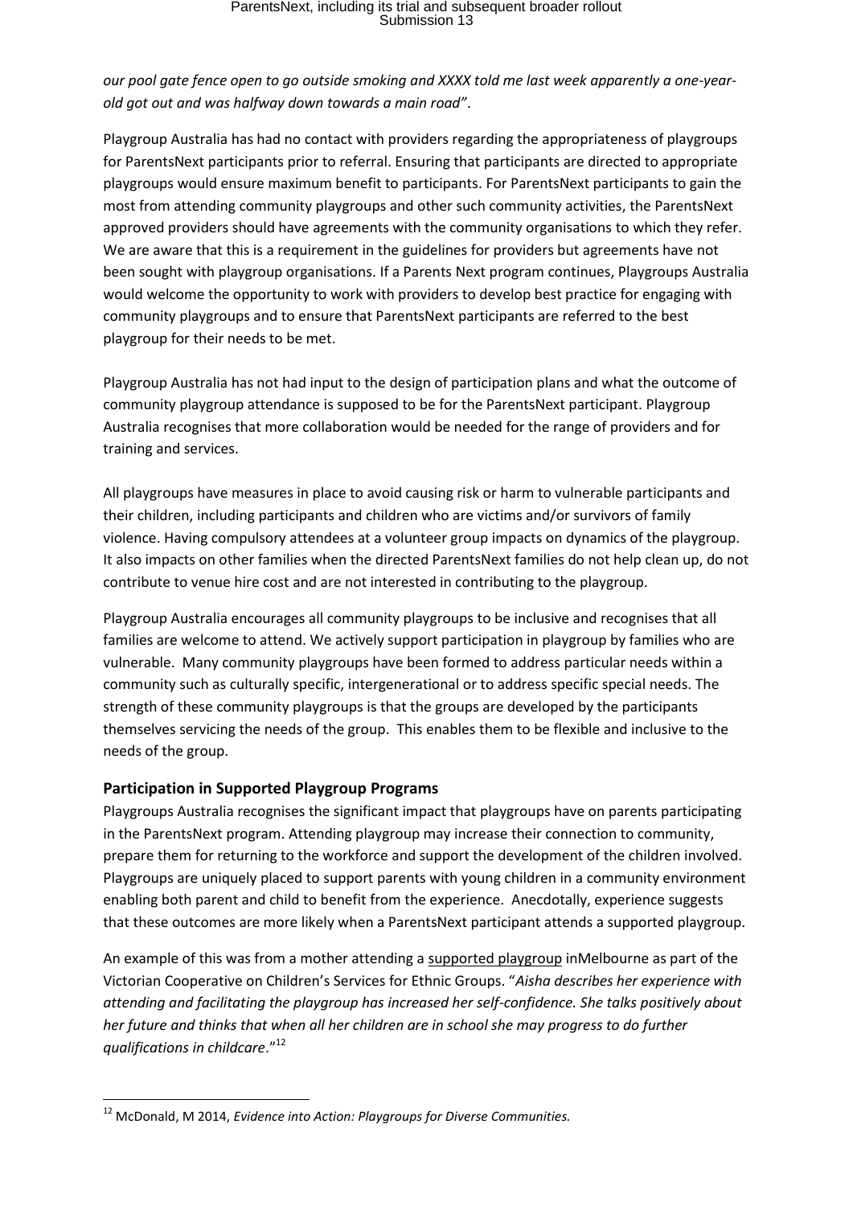*our pool gate fence open to go outside smoking and XXXX told me last week apparently a one-year-old got out and was halfway down towards a main road"*.

Playgroup Australia has had no contact with providers regarding the appropriateness of playgroups for ParentsNext participants prior to referral. Ensuring that participants are directed to appropriate playgroups would ensure maximum benefit to participants. For ParentsNext participants to gain the most from attending community playgroups and other such community activities, the ParentsNext approved providers should have agreements with the community organisations to which they refer. We are aware that this is a requirement in the guidelines for providers but agreements have not been sought with playgroup organisations. If a Parents Next program continues, Playgroups Australia would welcome the opportunity to work with providers to develop best practice for engaging with community playgroups and to ensure that ParentsNext participants are referred to the best playgroup for their needs to be met.

Playgroup Australia has not had input to the design of participation plans and what the outcome of community playgroup attendance is supposed to be for the ParentsNext participant. Playgroup Australia recognises that more collaboration would be needed for the range of providers and for training and services.

All playgroups have measures in place to avoid causing risk or harm to vulnerable participants and their children, including participants and children who are victims and/or survivors of family violence. Having compulsory attendees at a volunteer group impacts on dynamics of the playgroup. It also impacts on other families when the directed ParentsNext families do not help clean up, do not contribute to venue hire cost and are not interested in contributing to the playgroup.

Playgroup Australia encourages all community playgroups to be inclusive and recognises that all families are welcome to attend. We actively support participation in playgroup by families who are vulnerable. Many community playgroups have been formed to address particular needs within a community such as culturally specific, intergenerational or to address specific special needs. The strength of these community playgroups is that the groups are developed by the participants themselves servicing the needs of the group. This enables them to be flexible and inclusive to the needs of the group.

### Participation in Supported Playgroup Programs

Playgroups Australia recognises the significant impact that playgroups have on parents participating in the ParentsNext program. Attending playgroup may increase their connection to community, prepare them for returning to the workforce and support the development of the children involved. Playgroups are uniquely placed to support parents with young children in a community environment enabling both parent and child to benefit from the experience. Anecdotally, experience suggests that these outcomes are more likely when a ParentsNext participant attends a supported playgroup.

An example of this was from a mother attending a supported playgroup inMelbourne as part of the Victorian Cooperative on Children's Services for Ethnic Groups. "*Aisha describes her experience with attending and facilitating the playgroup has increased her self-confidence. She talks positively about her future and thinks that when all her children are in school she may progress to do further qualifications in childcare*."[12]

---

[12] McDonald, M 2014, *Evidence into Action: Playgroups for Diverse Communities.*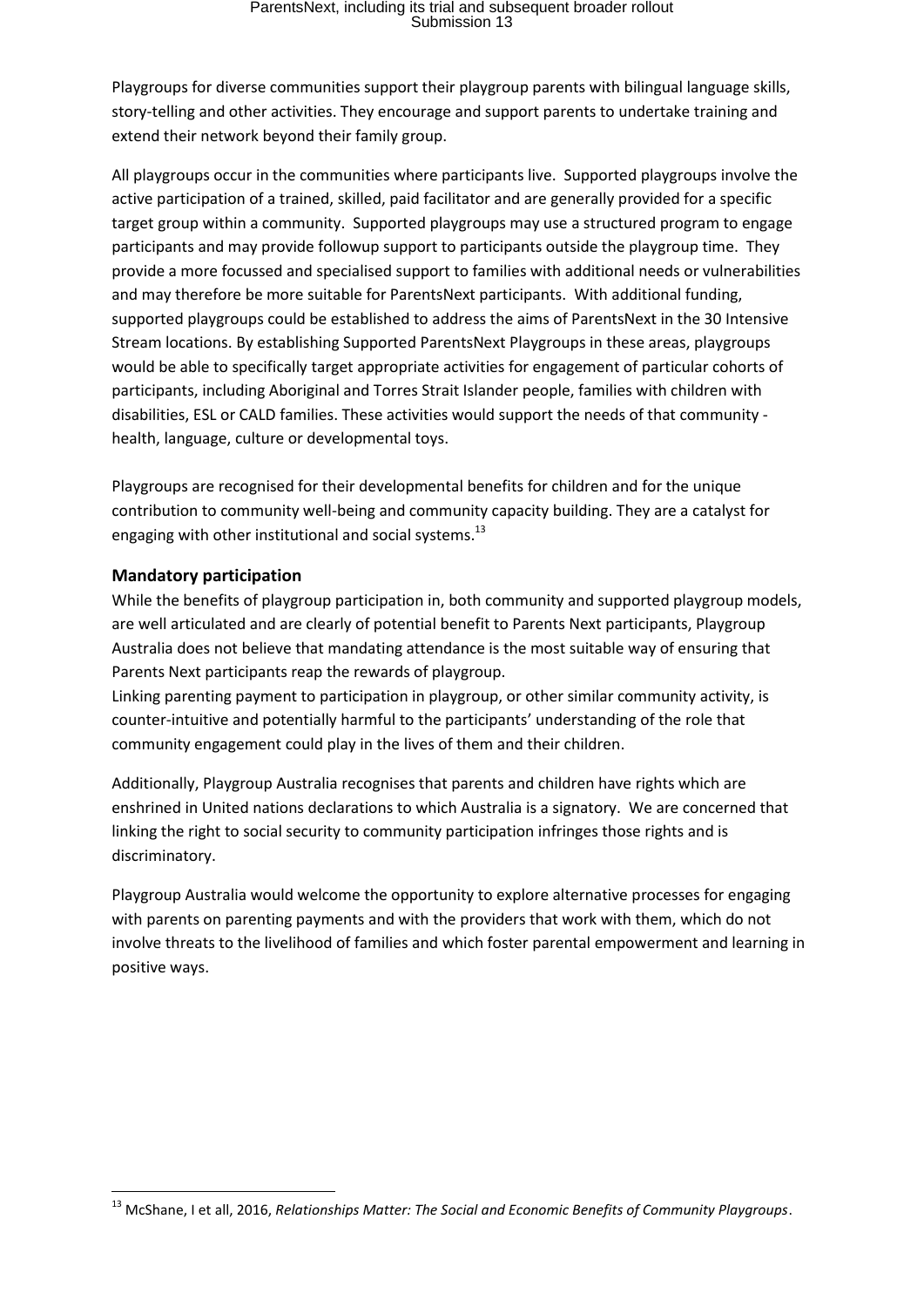Playgroups for diverse communities support their playgroup parents with bilingual language skills, story-telling and other activities. They encourage and support parents to undertake training and extend their network beyond their family group.

All playgroups occur in the communities where participants live. Supported playgroups involve the active participation of a trained, skilled, paid facilitator and are generally provided for a specific target group within a community. Supported playgroups may use a structured program to engage participants and may provide followup support to participants outside the playgroup time. They provide a more focussed and specialised support to families with additional needs or vulnerabilities and may therefore be more suitable for ParentsNext participants. With additional funding, supported playgroups could be established to address the aims of ParentsNext in the 30 Intensive Stream locations. By establishing Supported ParentsNext Playgroups in these areas, playgroups would be able to specifically target appropriate activities for engagement of particular cohorts of participants, including Aboriginal and Torres Strait Islander people, families with children with disabilities, ESL or CALD families. These activities would support the needs of that community - health, language, culture or developmental toys.

Playgroups are recognised for their developmental benefits for children and for the unique contribution to community well-being and community capacity building. They are a catalyst for engaging with other institutional and social systems.[13]

## Mandatory participation

While the benefits of playgroup participation in, both community and supported playgroup models, are well articulated and are clearly of potential benefit to Parents Next participants, Playgroup Australia does not believe that mandating attendance is the most suitable way of ensuring that Parents Next participants reap the rewards of playgroup.

Linking parenting payment to participation in playgroup, or other similar community activity, is counter-intuitive and potentially harmful to the participants' understanding of the role that community engagement could play in the lives of them and their children.

Additionally, Playgroup Australia recognises that parents and children have rights which are enshrined in United nations declarations to which Australia is a signatory. We are concerned that linking the right to social security to community participation infringes those rights and is discriminatory.

Playgroup Australia would welcome the opportunity to explore alternative processes for engaging with parents on parenting payments and with the providers that work with them, which do not involve threats to the livelihood of families and which foster parental empowerment and learning in positive ways.

---

[13] McShane, I et all, 2016, *Relationships Matter: The Social and Economic Benefits of Community Playgroups*.